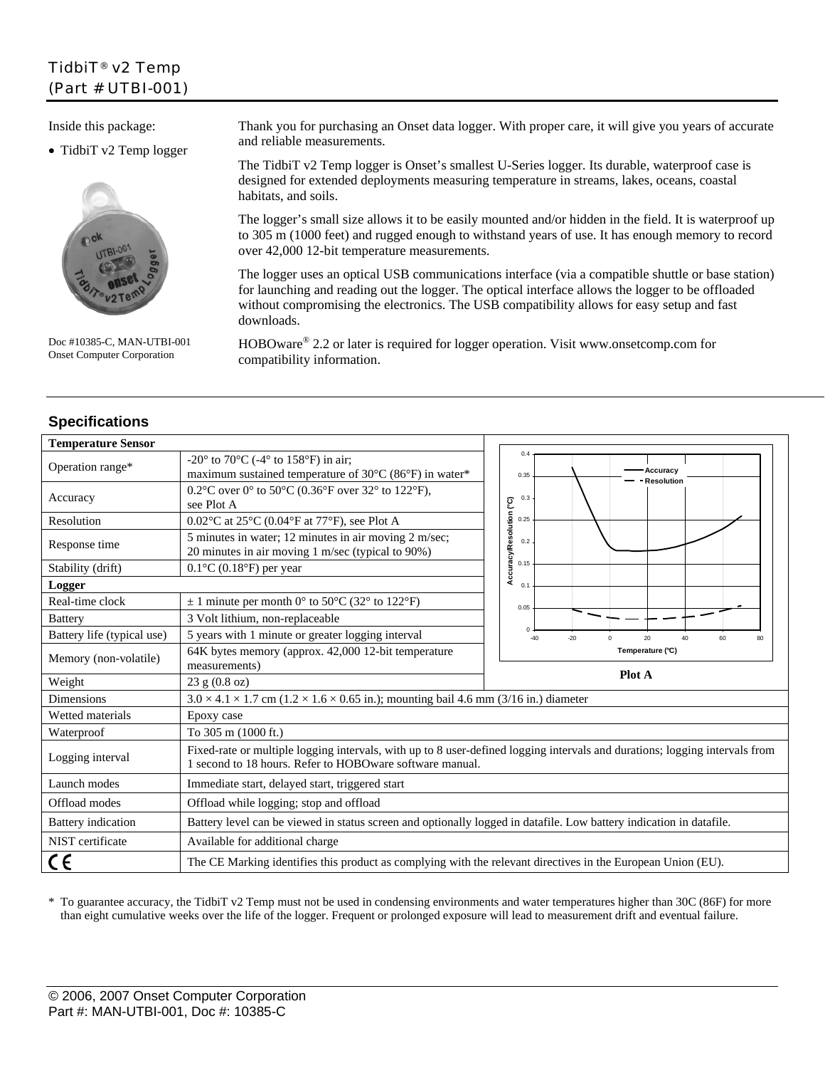# TidbiT® v2 Temp
## (Part # UTBI-001)

Inside this package:

- TidbiT v2 Temp logger

Doc #10385-C, MAN-UTBI-001
Onset Computer Corporation

Thank you for purchasing an Onset data logger. With proper care, it will give you years of accurate and reliable measurements.

The TidbiT v2 Temp logger is Onset's smallest U-Series logger. Its durable, waterproof case is designed for extended deployments measuring temperature in streams, lakes, oceans, coastal habitats, and soils.

The logger's small size allows it to be easily mounted and/or hidden in the field. It is waterproof up to 305 m (1000 feet) and rugged enough to withstand years of use. It has enough memory to record over 42,000 12-bit temperature measurements.

The logger uses an optical USB communications interface (via a compatible shuttle or base station) for launching and reading out the logger. The optical interface allows the logger to be offloaded without compromising the electronics. The USB compatibility allows for easy setup and fast downloads.

HOBOware® 2.2 or later is required for logger operation. Visit www.onsetcomp.com for compatibility information.

## Specifications

| **Temperature Sensor** | |
|---|---|
| Operation range* | -20° to 70°C (-4° to 158°F) in air; maximum sustained temperature of 30°C (86°F) in water* |
| Accuracy | 0.2°C over 0° to 50°C (0.36°F over 32° to 122°F), see Plot A |
| Resolution | 0.02°C at 25°C (0.04°F at 77°F), see Plot A |
| Response time | 5 minutes in water; 12 minutes in air moving 2 m/sec; 20 minutes in air moving 1 m/sec (typical to 90%) |
| Stability (drift) | 0.1°C (0.18°F) per year |
| **Logger** | |
| Real-time clock | ± 1 minute per month 0° to 50°C (32° to 122°F) |
| Battery | 3 Volt lithium, non-replaceable |
| Battery life (typical use) | 5 years with 1 minute or greater logging interval |
| Memory (non-volatile) | 64K bytes memory (approx. 42,000 12-bit temperature measurements) |
| Weight | 23 g (0.8 oz) |
| Dimensions | 3.0 × 4.1 × 1.7 cm (1.2 × 1.6 × 0.65 in.); mounting bail 4.6 mm (3/16 in.) diameter |
| Wetted materials | Epoxy case |
| Waterproof | To 305 m (1000 ft.) |
| Logging interval | Fixed-rate or multiple logging intervals, with up to 8 user-defined logging intervals and durations; logging intervals from 1 second to 18 hours. Refer to HOBOware software manual. |
| Launch modes | Immediate start, delayed start, triggered start |
| Offload modes | Offload while logging; stop and offload |
| Battery indication | Battery level can be viewed in status screen and optionally logged in datafile. Low battery indication in datafile. |
| NIST certificate | Available for additional charge |
| CE | The CE Marking identifies this product as complying with the relevant directives in the European Union (EU). |

Plot A

\* To guarantee accuracy, the TidbiT v2 Temp must not be used in condensing environments and water temperatures higher than 30C (86F) for more than eight cumulative weeks over the life of the logger. Frequent or prolonged exposure will lead to measurement drift and eventual failure.

© 2006, 2007 Onset Computer Corporation
Part #: MAN-UTBI-001, Doc #: 10385-C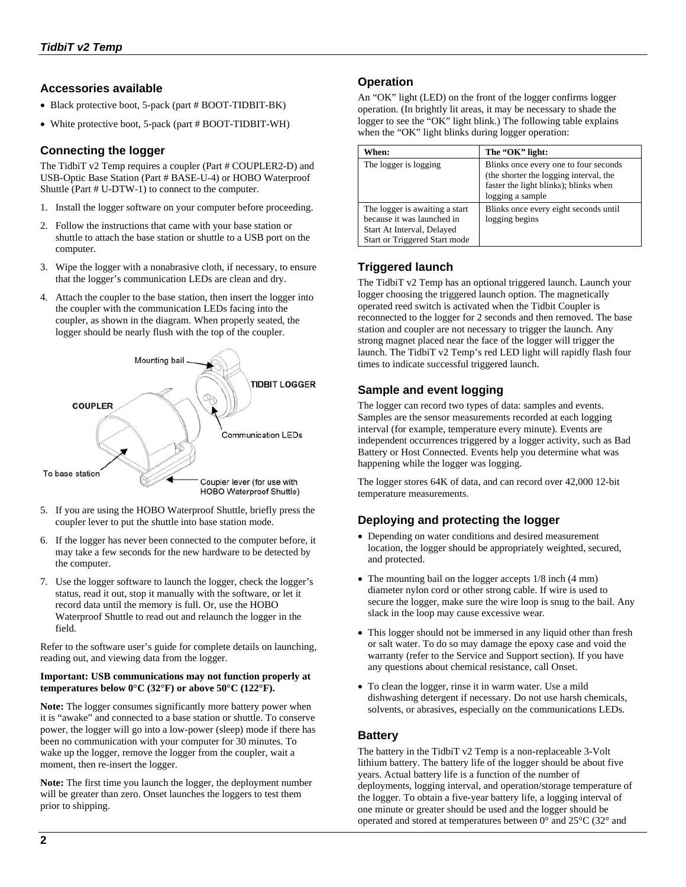## Accessories available

- Black protective boot, 5-pack (part # BOOT-TIDBIT-BK)
- White protective boot, 5-pack (part # BOOT-TIDBIT-WH)

## Connecting the logger

The TidbiT v2 Temp requires a coupler (Part # COUPLER2-D) and USB-Optic Base Station (Part # BASE-U-4) or HOBO Waterproof Shuttle (Part # U-DTW-1) to connect to the computer.

1. Install the logger software on your computer before proceeding.
2. Follow the instructions that came with your base station or shuttle to attach the base station or shuttle to a USB port on the computer.
3. Wipe the logger with a nonabrasive cloth, if necessary, to ensure that the logger's communication LEDs are clean and dry.
4. Attach the coupler to the base station, then insert the logger into the coupler with the communication LEDs facing into the coupler, as shown in the diagram. When properly seated, the logger should be nearly flush with the top of the coupler.

Mounting bail
TIDBIT LOGGER
COUPLER
Communication LEDs
To base station
Coupler lever (for use with HOBO Waterproof Shuttle)

5. If you are using the HOBO Waterproof Shuttle, briefly press the coupler lever to put the shuttle into base station mode.
6. If the logger has never been connected to the computer before, it may take a few seconds for the new hardware to be detected by the computer.
7. Use the logger software to launch the logger, check the logger's status, read it out, stop it manually with the software, or let it record data until the memory is full. Or, use the HOBO Waterproof Shuttle to read out and relaunch the logger in the field.

Refer to the software user's guide for complete details on launching, reading out, and viewing data from the logger.

**Important: USB communications may not function properly at temperatures below 0°C (32°F) or above 50°C (122°F).**

**Note:** The logger consumes significantly more battery power when it is "awake" and connected to a base station or shuttle. To conserve power, the logger will go into a low-power (sleep) mode if there has been no communication with your computer for 30 minutes. To wake up the logger, remove the logger from the coupler, wait a moment, then re-insert the logger.

**Note:** The first time you launch the logger, the deployment number will be greater than zero. Onset launches the loggers to test them prior to shipping.

## Operation

An "OK" light (LED) on the front of the logger confirms logger operation. (In brightly lit areas, it may be necessary to shade the logger to see the "OK" light blink.) The following table explains when the "OK" light blinks during logger operation:

| When: | The "OK" light: |
|---|---|
| The logger is logging | Blinks once every one to four seconds (the shorter the logging interval, the faster the light blinks); blinks when logging a sample |
| The logger is awaiting a start because it was launched in Start At Interval, Delayed Start or Triggered Start mode | Blinks once every eight seconds until logging begins |

## Triggered launch

The TidbiT v2 Temp has an optional triggered launch. Launch your logger choosing the triggered launch option. The magnetically operated reed switch is activated when the Tidbit Coupler is reconnected to the logger for 2 seconds and then removed. The base station and coupler are not necessary to trigger the launch. Any strong magnet placed near the face of the logger will trigger the launch. The TidbiT v2 Temp's red LED light will rapidly flash four times to indicate successful triggered launch.

## Sample and event logging

The logger can record two types of data: samples and events. Samples are the sensor measurements recorded at each logging interval (for example, temperature every minute). Events are independent occurrences triggered by a logger activity, such as Bad Battery or Host Connected. Events help you determine what was happening while the logger was logging.

The logger stores 64K of data, and can record over 42,000 12-bit temperature measurements.

## Deploying and protecting the logger

- Depending on water conditions and desired measurement location, the logger should be appropriately weighted, secured, and protected.
- The mounting bail on the logger accepts 1/8 inch (4 mm) diameter nylon cord or other strong cable. If wire is used to secure the logger, make sure the wire loop is snug to the bail. Any slack in the loop may cause excessive wear.
- This logger should not be immersed in any liquid other than fresh or salt water. To do so may damage the epoxy case and void the warranty (refer to the Service and Support section). If you have any questions about chemical resistance, call Onset.
- To clean the logger, rinse it in warm water. Use a mild dishwashing detergent if necessary. Do not use harsh chemicals, solvents, or abrasives, especially on the communications LEDs.

## Battery

The battery in the TidbiT v2 Temp is a non-replaceable 3-Volt lithium battery. The battery life of the logger should be about five years. Actual battery life is a function of the number of deployments, logging interval, and operation/storage temperature of the logger. To obtain a five-year battery life, a logging interval of one minute or greater should be used and the logger should be operated and stored at temperatures between 0° and 25°C (32° and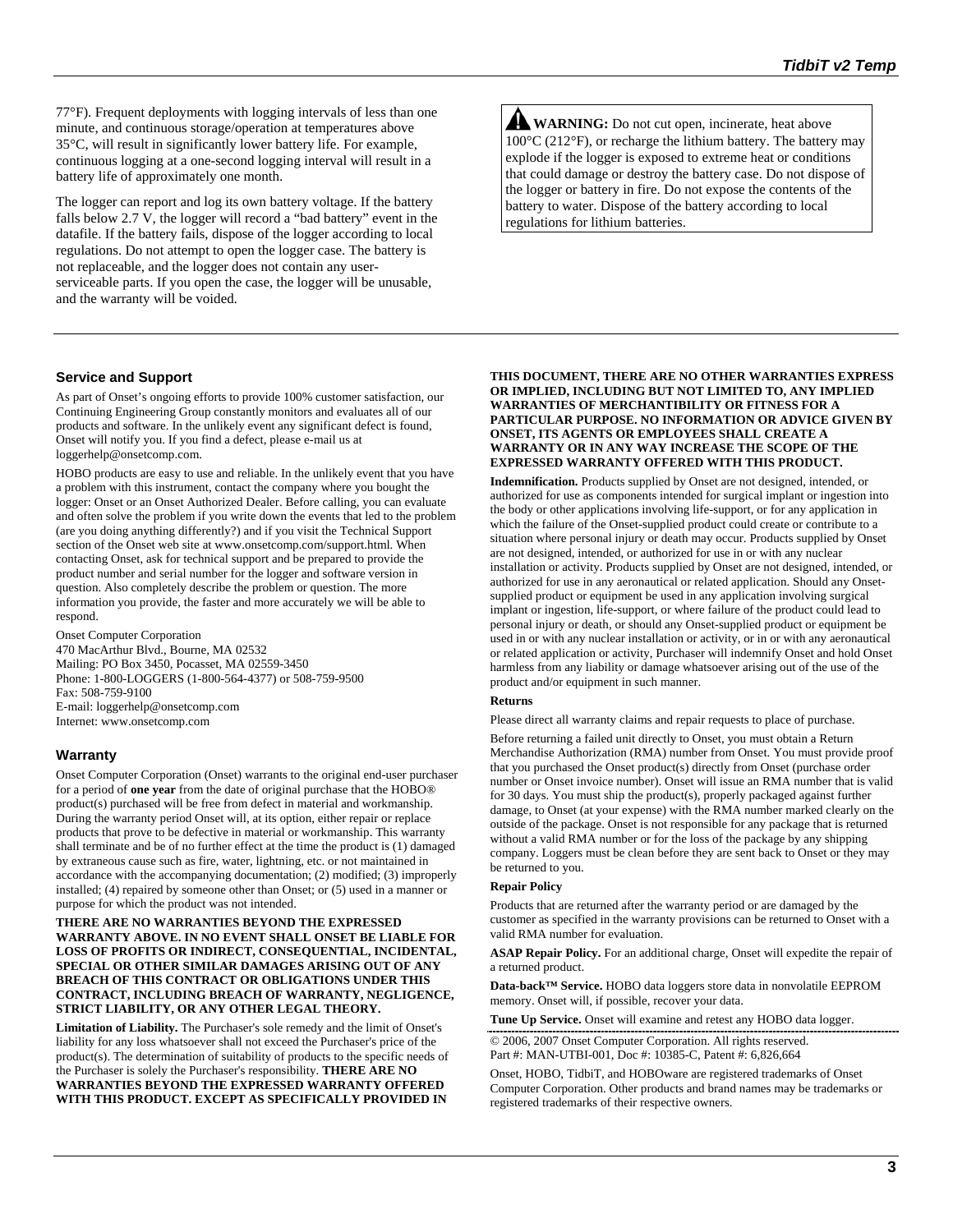77°F). Frequent deployments with logging intervals of less than one minute, and continuous storage/operation at temperatures above 35°C, will result in significantly lower battery life. For example, continuous logging at a one-second logging interval will result in a battery life of approximately one month.

The logger can report and log its own battery voltage. If the battery falls below 2.7 V, the logger will record a "bad battery" event in the datafile. If the battery fails, dispose of the logger according to local regulations. Do not attempt to open the logger case. The battery is not replaceable, and the logger does not contain any user-serviceable parts. If you open the case, the logger will be unusable, and the warranty will be voided.

> ⚠ **WARNING:** Do not cut open, incinerate, heat above 100°C (212°F), or recharge the lithium battery. The battery may explode if the logger is exposed to extreme heat or conditions that could damage or destroy the battery case. Do not dispose of the logger or battery in fire. Do not expose the contents of the battery to water. Dispose of the battery according to local regulations for lithium batteries.

## Service and Support

As part of Onset's ongoing efforts to provide 100% customer satisfaction, our Continuing Engineering Group constantly monitors and evaluates all of our products and software. In the unlikely event any significant defect is found, Onset will notify you. If you find a defect, please e-mail us at loggerhelp@onsetcomp.com.

HOBO products are easy to use and reliable. In the unlikely event that you have a problem with this instrument, contact the company where you bought the logger: Onset or an Onset Authorized Dealer. Before calling, you can evaluate and often solve the problem if you write down the events that led to the problem (are you doing anything differently?) and if you visit the Technical Support section of the Onset web site at www.onsetcomp.com/support.html. When contacting Onset, ask for technical support and be prepared to provide the product number and serial number for the logger and software version in question. Also completely describe the problem or question. The more information you provide, the faster and more accurately we will be able to respond.

Onset Computer Corporation
470 MacArthur Blvd., Bourne, MA 02532
Mailing: PO Box 3450, Pocasset, MA 02559-3450
Phone: 1-800-LOGGERS (1-800-564-4377) or 508-759-9500
Fax: 508-759-9100
E-mail: loggerhelp@onsetcomp.com
Internet: www.onsetcomp.com

## Warranty

Onset Computer Corporation (Onset) warrants to the original end-user purchaser for a period of **one year** from the date of original purchase that the HOBO® product(s) purchased will be free from defect in material and workmanship. During the warranty period Onset will, at its option, either repair or replace products that prove to be defective in material or workmanship. This warranty shall terminate and be of no further effect at the time the product is (1) damaged by extraneous cause such as fire, water, lightning, etc. or not maintained in accordance with the accompanying documentation; (2) modified; (3) improperly installed; (4) repaired by someone other than Onset; or (5) used in a manner or purpose for which the product was not intended.

**THERE ARE NO WARRANTIES BEYOND THE EXPRESSED WARRANTY ABOVE. IN NO EVENT SHALL ONSET BE LIABLE FOR LOSS OF PROFITS OR INDIRECT, CONSEQUENTIAL, INCIDENTAL, SPECIAL OR OTHER SIMILAR DAMAGES ARISING OUT OF ANY BREACH OF THIS CONTRACT OR OBLIGATIONS UNDER THIS CONTRACT, INCLUDING BREACH OF WARRANTY, NEGLIGENCE, STRICT LIABILITY, OR ANY OTHER LEGAL THEORY.**

**Limitation of Liability.** The Purchaser's sole remedy and the limit of Onset's liability for any loss whatsoever shall not exceed the Purchaser's price of the product(s). The determination of suitability of products to the specific needs of the Purchaser is solely the Purchaser's responsibility. **THERE ARE NO WARRANTIES BEYOND THE EXPRESSED WARRANTY OFFERED WITH THIS PRODUCT. EXCEPT AS SPECIFICALLY PROVIDED IN THIS DOCUMENT, THERE ARE NO OTHER WARRANTIES EXPRESS OR IMPLIED, INCLUDING BUT NOT LIMITED TO, ANY IMPLIED WARRANTIES OF MERCHANTIBILITY OR FITNESS FOR A PARTICULAR PURPOSE. NO INFORMATION OR ADVICE GIVEN BY ONSET, ITS AGENTS OR EMPLOYEES SHALL CREATE A WARRANTY OR IN ANY WAY INCREASE THE SCOPE OF THE EXPRESSED WARRANTY OFFERED WITH THIS PRODUCT.**

**Indemnification.** Products supplied by Onset are not designed, intended, or authorized for use as components intended for surgical implant or ingestion into the body or other applications involving life-support, or for any application in which the failure of the Onset-supplied product could create or contribute to a situation where personal injury or death may occur. Products supplied by Onset are not designed, intended, or authorized for use in or with any nuclear installation or activity. Products supplied by Onset are not designed, intended, or authorized for use in any aeronautical or related application. Should any Onset-supplied product or equipment be used in any application involving surgical implant or ingestion, life-support, or where failure of the product could lead to personal injury or death, or should any Onset-supplied product or equipment be used in or with any nuclear installation or activity, or in or with any aeronautical or related application or activity, Purchaser will indemnify Onset and hold Onset harmless from any liability or damage whatsoever arising out of the use of the product and/or equipment in such manner.

### Returns

Please direct all warranty claims and repair requests to place of purchase.

Before returning a failed unit directly to Onset, you must obtain a Return Merchandise Authorization (RMA) number from Onset. You must provide proof that you purchased the Onset product(s) directly from Onset (purchase order number or Onset invoice number). Onset will issue an RMA number that is valid for 30 days. You must ship the product(s), properly packaged against further damage, to Onset (at your expense) with the RMA number marked clearly on the outside of the package. Onset is not responsible for any package that is returned without a valid RMA number or for the loss of the package by any shipping company. Loggers must be clean before they are sent back to Onset or they may be returned to you.

### Repair Policy

Products that are returned after the warranty period or are damaged by the customer as specified in the warranty provisions can be returned to Onset with a valid RMA number for evaluation.

**ASAP Repair Policy.** For an additional charge, Onset will expedite the repair of a returned product.

**Data-back™ Service.** HOBO data loggers store data in nonvolatile EEPROM memory. Onset will, if possible, recover your data.

**Tune Up Service.** Onset will examine and retest any HOBO data logger.

---

© 2006, 2007 Onset Computer Corporation. All rights reserved.
Part #: MAN-UTBI-001, Doc #: 10385-C, Patent #: 6,826,664

Onset, HOBO, TidbiT, and HOBOware are registered trademarks of Onset Computer Corporation. Other products and brand names may be trademarks or registered trademarks of their respective owners.